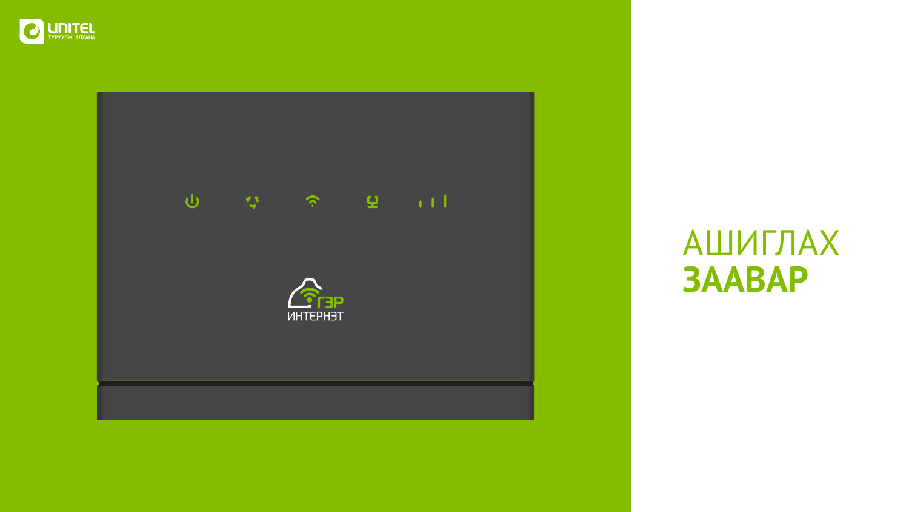# АШИГЛАХ **ЗААВАР**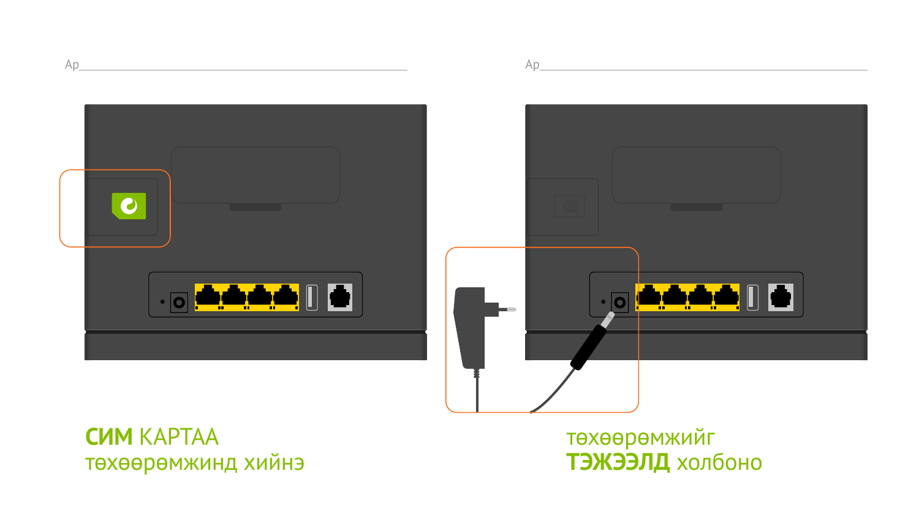Ар

Ар

**СИМ** КАРТАА
төхөөрөмжинд хийнэ

төхөөрөмжийг
**ТЭЖЭЭЛД** холбоно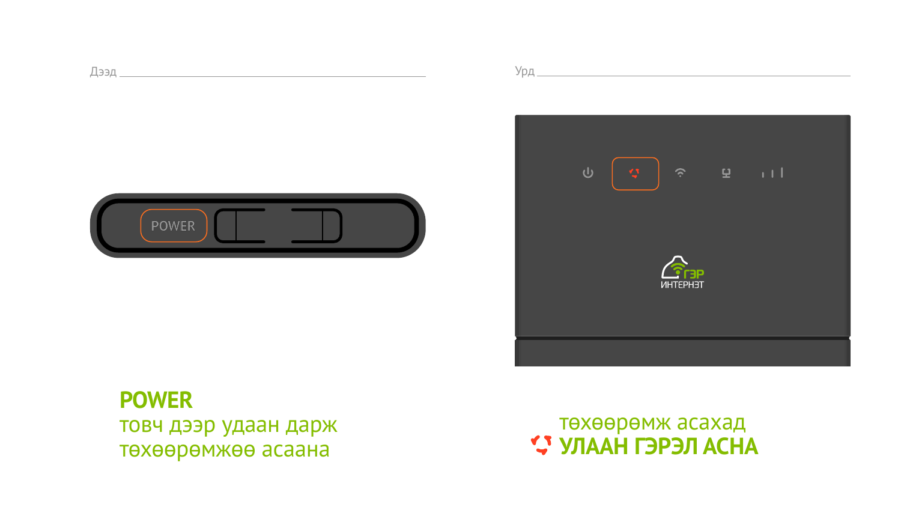Дээд

Урд

**POWER**
товч дээр удаан дарж
төхөөрөмжөө асаана

төхөөрөмж асахад
**УЛААН ГЭРЭЛ АСНА**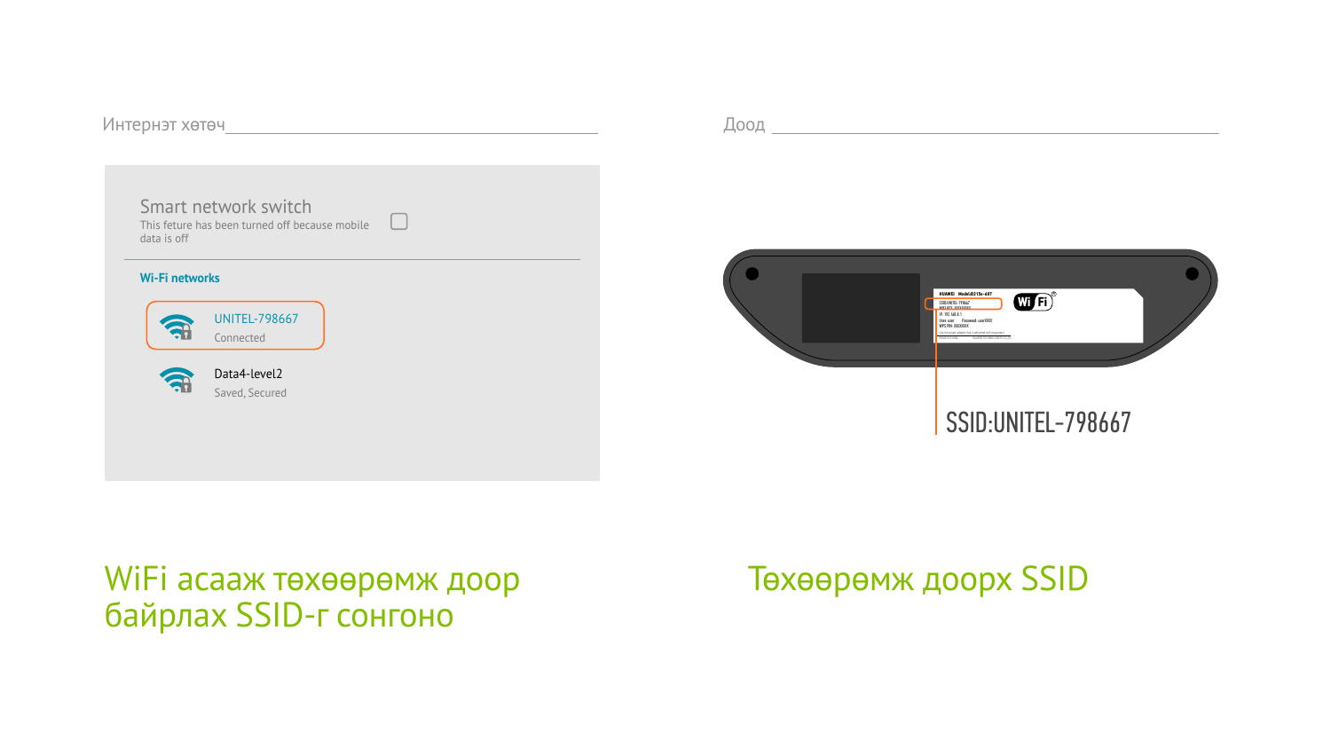Интернэт хөтөч

Smart network switch

This feture has been turned off because mobile data is off

Wi-Fi networks

UNITEL-798667

Connected

Data4-level2

Saved, Secured

WiFi асааж төхөөрөмж доор байрлах SSID-г сонгоно

Доод

SSID:UNITEL-798667

Төхөөрөмж доорх SSID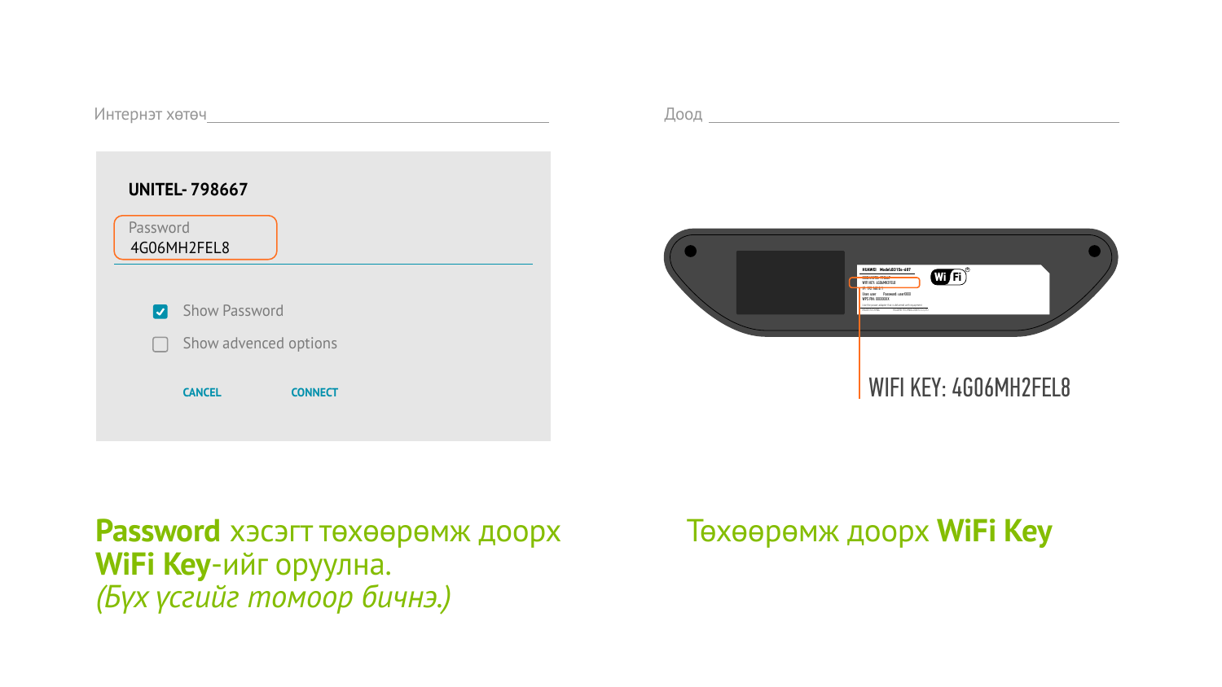Интернэт хөтөч

UNITEL- 798667

Password
4G06MH2FEL8

Show Password

Show advenced options

CANCEL CONNECT

Доод

WIFI KEY: 4G06MH2FEL8

**Password** хэсэгт төхөөрөмж доорх **WiFi Key**-ийг оруулна.
*(Бүх үсгийг томоор бичнэ.)*

Төхөөрөмж доорх **WiFi Key**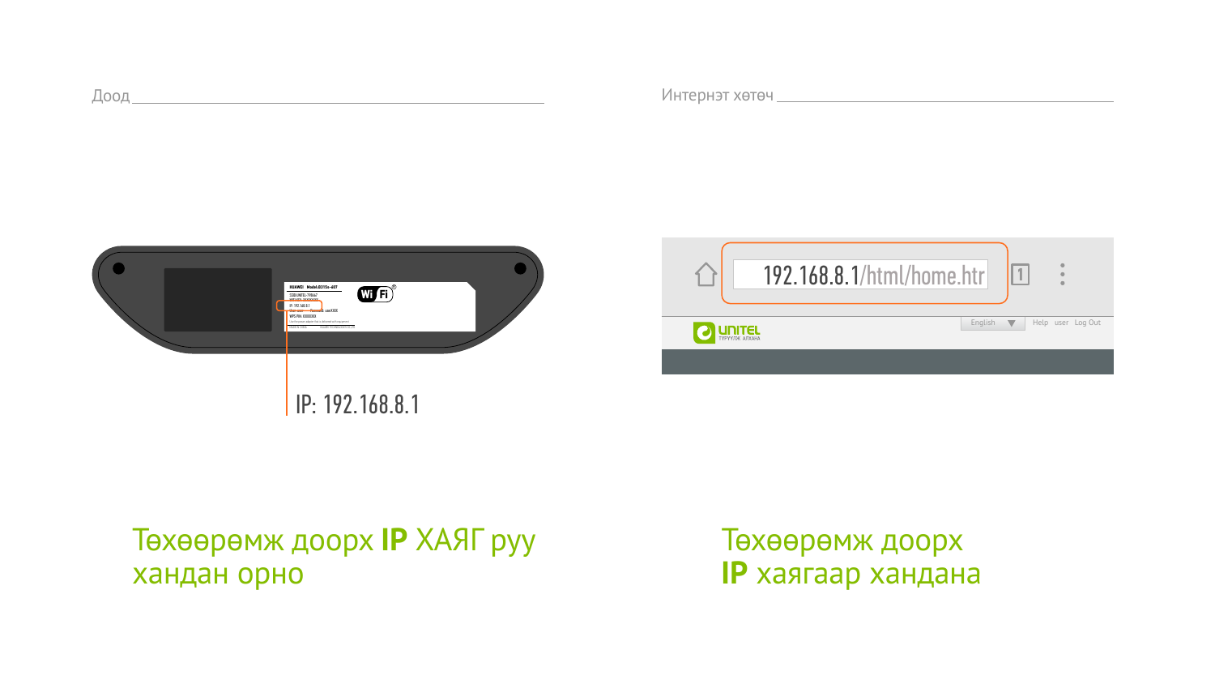Доод

IP: 192.168.8.1

Төхөөрөмж доорх **IP** ХАЯГ руу хандан орно

Интернэт хөтөч

192.168.8.1/html/home.htr

Төхөөрөмж доорх **IP** хаягаар хандана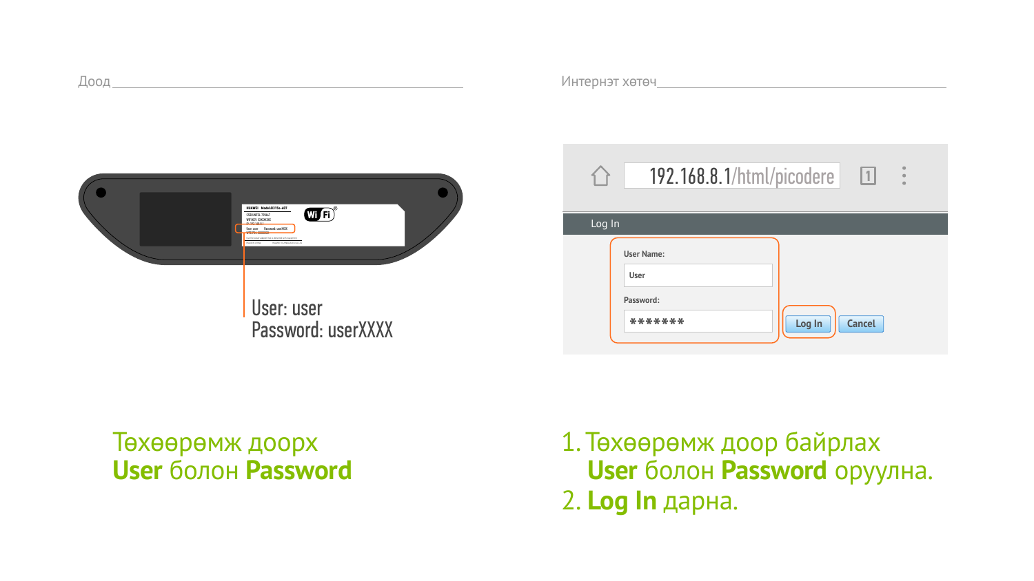Доод

User: user
Password: userXXXX

Төхөөрөмж доорх **User** болон **Password**

Интернэт хөтөч

192.168.8.1/html/picodere

Log In

User Name:

User

Password:

*******

Log In Cancel

1. Төхөөрөмж доор байрлах **User** болон **Password** оруулна.
2. **Log In** дарна.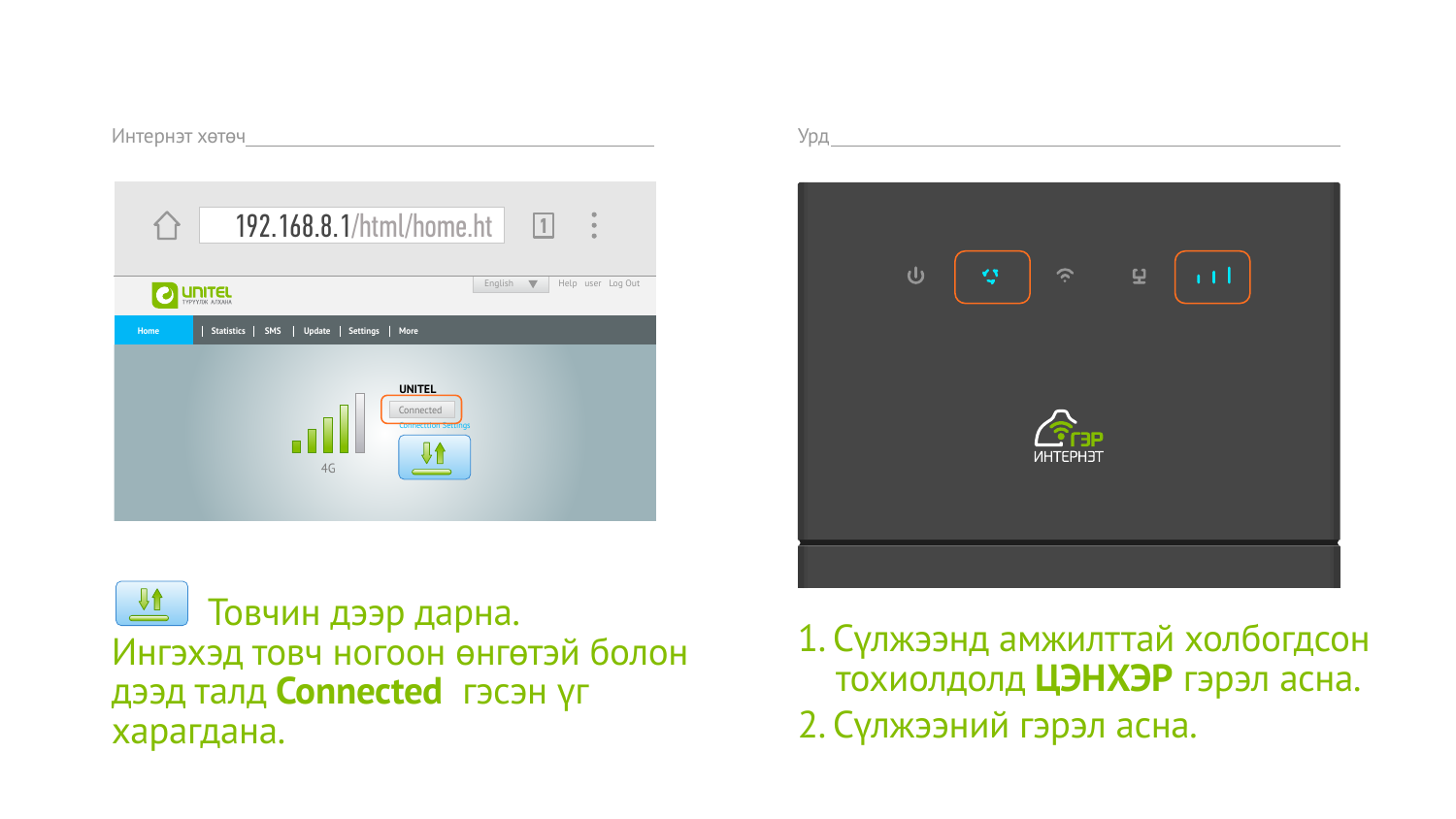Интернэт хөтөч

Урд

Товчин дээр дарна.
Ингэхэд товч ногоон өнгөтэй болон дээд талд **Connected** гэсэн үг харагдана.

1. Сүлжээнд амжилттай холбогдсон тохиолдолд **ЦЭНХЭР** гэрэл асна.
2. Сүлжээний гэрэл асна.